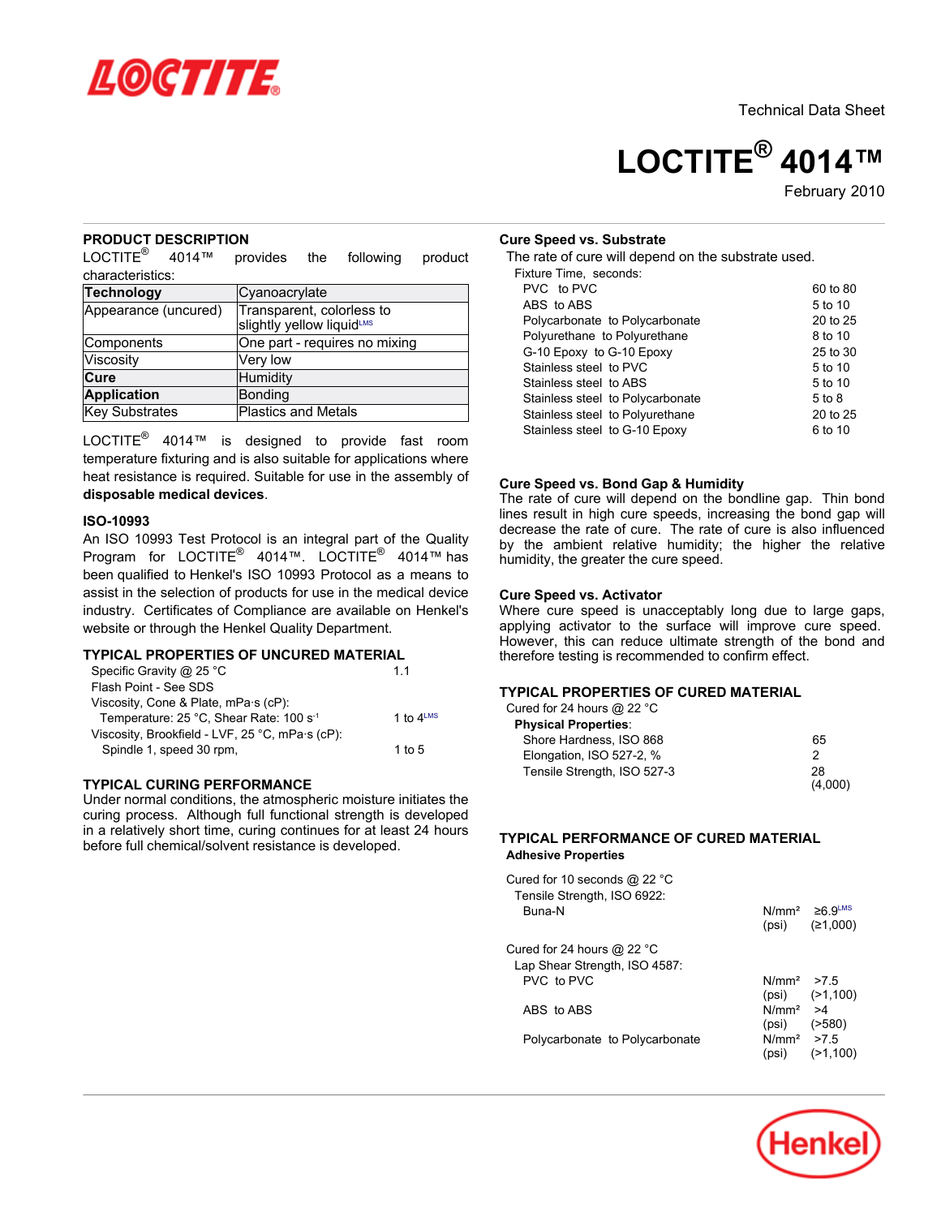Technical Data Sheet

# LOCTITE® 4014™

February 2010

## PRODUCT DESCRIPTION

LOCTITE® 4014™ provides the following product characteristics:

| Technology | Cyanoacrylate |
|---|---|
| Appearance (uncured) | Transparent, colorless to slightly yellow liquid[LMS] |
| Components | One part - requires no mixing |
| Viscosity | Very low |
| Cure | Humidity |
| Application | Bonding |
| Key Substrates | Plastics and Metals |

LOCTITE® 4014™ is designed to provide fast room temperature fixturing and is also suitable for applications where heat resistance is required. Suitable for use in the assembly of **disposable medical devices**.

### ISO-10993

An ISO 10993 Test Protocol is an integral part of the Quality Program for LOCTITE® 4014™. LOCTITE® 4014™ has been qualified to Henkel's ISO 10993 Protocol as a means to assist in the selection of products for use in the medical device industry. Certificates of Compliance are available on Henkel's website or through the Henkel Quality Department.

## TYPICAL PROPERTIES OF UNCURED MATERIAL

| | |
|---|---|
| Specific Gravity @ 25 °C | 1.1 |
| Flash Point - See SDS | |
| Viscosity, Cone & Plate, mPa·s (cP): | |
| Temperature: 25 °C, Shear Rate: 100 $s^{-1}$ | 1 to 4[LMS] |
| Viscosity, Brookfield - LVF, 25 °C, mPa·s (cP): | |
| Spindle 1, speed 30 rpm, | 1 to 5 |

## TYPICAL CURING PERFORMANCE

Under normal conditions, the atmospheric moisture initiates the curing process. Although full functional strength is developed in a relatively short time, curing continues for at least 24 hours before full chemical/solvent resistance is developed.

### Cure Speed vs. Substrate

The rate of cure will depend on the substrate used.

Fixture Time, seconds:

| Substrate | Fixture Time, seconds |
|---|---|
| PVC to PVC | 60 to 80 |
| ABS to ABS | 5 to 10 |
| Polycarbonate to Polycarbonate | 20 to 25 |
| Polyurethane to Polyurethane | 8 to 10 |
| G-10 Epoxy to G-10 Epoxy | 25 to 30 |
| Stainless steel to PVC | 5 to 10 |
| Stainless steel to ABS | 5 to 10 |
| Stainless steel to Polycarbonate | 5 to 8 |
| Stainless steel to Polyurethane | 20 to 25 |
| Stainless steel to G-10 Epoxy | 6 to 10 |

### Cure Speed vs. Bond Gap & Humidity

The rate of cure will depend on the bondline gap. Thin bond lines result in high cure speeds, increasing the bond gap will decrease the rate of cure. The rate of cure is also influenced by the ambient relative humidity; the higher the relative humidity, the greater the cure speed.

### Cure Speed vs. Activator

Where cure speed is unacceptably long due to large gaps, applying activator to the surface will improve cure speed. However, this can reduce ultimate strength of the bond and therefore testing is recommended to confirm effect.

## TYPICAL PROPERTIES OF CURED MATERIAL

Cured for 24 hours @ 22 °C

**Physical Properties**:

| | |
|---|---|
| Shore Hardness, ISO 868 | 65 |
| Elongation, ISO 527-2, % | 2 |
| Tensile Strength, ISO 527-3 | 28 (4,000) |

## TYPICAL PERFORMANCE OF CURED MATERIAL

**Adhesive Properties**

Cured for 10 seconds @ 22 °C

Tensile Strength, ISO 6922:

| | | |
|---|---|---|
| Buna-N | N/mm² | ≥6.9[LMS] |
| | (psi) | (≥1,000) |

Cured for 24 hours @ 22 °C

Lap Shear Strength, ISO 4587:

| | | |
|---|---|---|
| PVC to PVC | N/mm² | >7.5 |
| | (psi) | (>1,100) |
| ABS to ABS | N/mm² | >4 |
| | (psi) | (>580) |
| Polycarbonate to Polycarbonate | N/mm² | >7.5 |
| | (psi) | (>1,100) |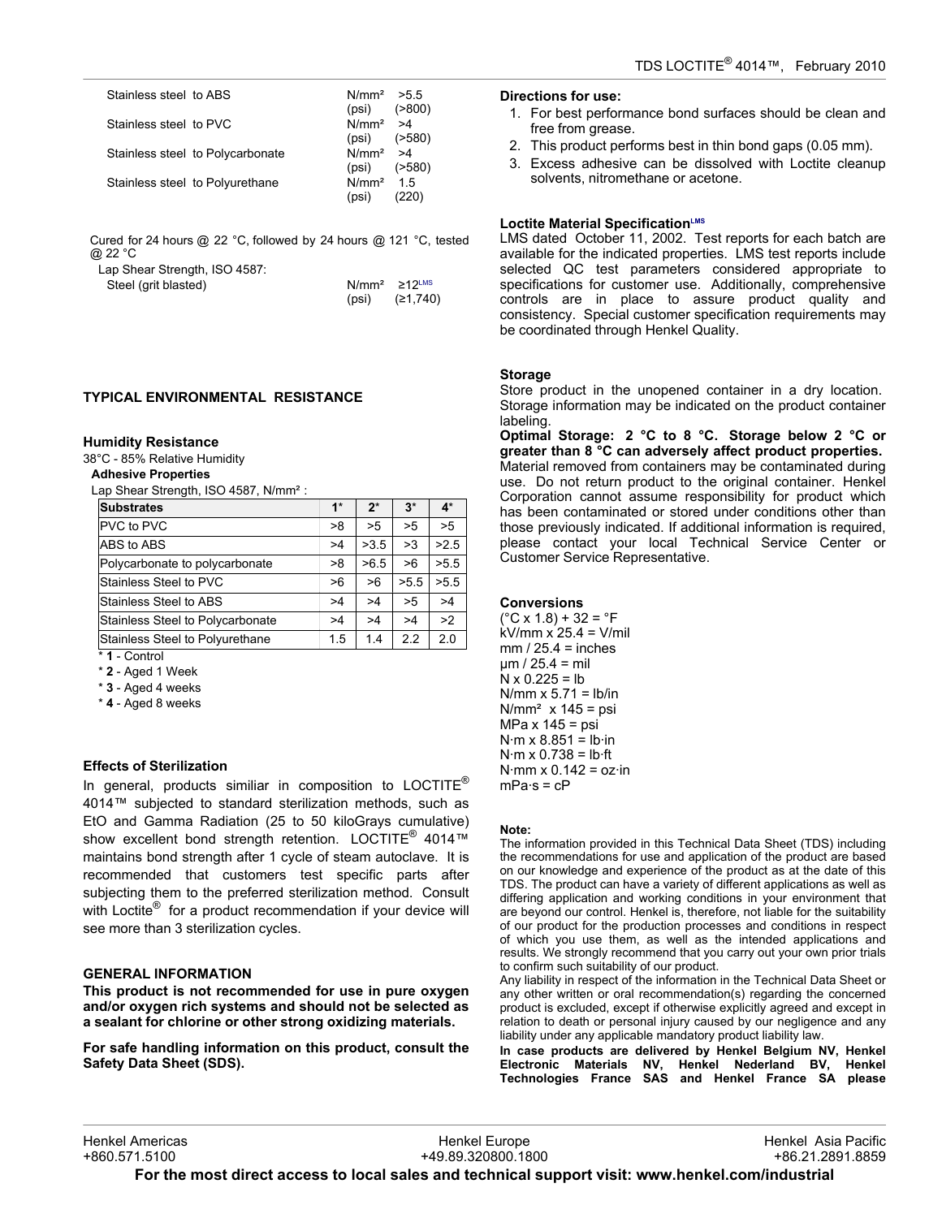| | | |
|---|---|---|
| Stainless steel to ABS | N/mm² | >5.5 |
| | (psi) | (>800) |
| Stainless steel to PVC | N/mm² | >4 |
| | (psi) | (>580) |
| Stainless steel to Polycarbonate | N/mm² | >4 |
| | (psi) | (>580) |
| Stainless steel to Polyurethane | N/mm² | 1.5 |
| | (psi) | (220) |

Cured for 24 hours @ 22 °C, followed by 24 hours @ 121 °C, tested @ 22 °C

Lap Shear Strength, ISO 4587:

| | | |
|---|---|---|
| Steel (grit blasted) | N/mm² | ≥12[LMS] |
| | (psi) | (≥1,740) |

## TYPICAL ENVIRONMENTAL RESISTANCE

### Humidity Resistance

38°C - 85% Relative Humidity

**Adhesive Properties**

Lap Shear Strength, ISO 4587, N/mm² :

| Substrates | 1* | 2* | 3* | 4* |
|---|---|---|---|---|
| PVC to PVC | >8 | >5 | >5 | >5 |
| ABS to ABS | >4 | >3.5 | >3 | >2.5 |
| Polycarbonate to polycarbonate | >8 | >6.5 | >6 | >5.5 |
| Stainless Steel to PVC | >6 | >6 | >5.5 | >5.5 |
| Stainless Steel to ABS | >4 | >4 | >5 | >4 |
| Stainless Steel to Polycarbonate | >4 | >4 | >4 | >2 |
| Stainless Steel to Polyurethane | 1.5 | 1.4 | 2.2 | 2.0 |

\* **1** - Control

\* **2** - Aged 1 Week

\* **3** - Aged 4 weeks

\* **4** - Aged 8 weeks

### Effects of Sterilization

In general, products similiar in composition to LOCTITE® 4014™ subjected to standard sterilization methods, such as EtO and Gamma Radiation (25 to 50 kiloGrays cumulative) show excellent bond strength retention. LOCTITE® 4014™ maintains bond strength after 1 cycle of steam autoclave. It is recommended that customers test specific parts after subjecting them to the preferred sterilization method. Consult with Loctite® for a product recommendation if your device will see more than 3 sterilization cycles.

## GENERAL INFORMATION

**This product is not recommended for use in pure oxygen and/or oxygen rich systems and should not be selected as a sealant for chlorine or other strong oxidizing materials.**

**For safe handling information on this product, consult the Safety Data Sheet (SDS).**

### Directions for use:

1. For best performance bond surfaces should be clean and free from grease.
2. This product performs best in thin bond gaps (0.05 mm).
3. Excess adhesive can be dissolved with Loctite cleanup solvents, nitromethane or acetone.

### Loctite Material Specification[LMS]

LMS dated October 11, 2002. Test reports for each batch are available for the indicated properties. LMS test reports include selected QC test parameters considered appropriate to specifications for customer use. Additionally, comprehensive controls are in place to assure product quality and consistency. Special customer specification requirements may be coordinated through Henkel Quality.

### Storage

Store product in the unopened container in a dry location. Storage information may be indicated on the product container labeling.

**Optimal Storage: 2 °C to 8 °C. Storage below 2 °C or greater than 8 °C can adversely affect product properties.** Material removed from containers may be contaminated during use. Do not return product to the original container. Henkel Corporation cannot assume responsibility for product which has been contaminated or stored under conditions other than those previously indicated. If additional information is required, please contact your local Technical Service Center or Customer Service Representative.

### Conversions

(°C x 1.8) + 32 = °F
kV/mm x 25.4 = V/mil
mm / 25.4 = inches
µm / 25.4 = mil
N x 0.225 = lb
N/mm x 5.71 = lb/in
N/mm² x 145 = psi
MPa x 145 = psi
N·m x 8.851 = lb·in
N·m x 0.738 = lb·ft
N·mm x 0.142 = oz·in
mPa·s = cP

#### Note:

The information provided in this Technical Data Sheet (TDS) including the recommendations for use and application of the product are based on our knowledge and experience of the product as at the date of this TDS. The product can have a variety of different applications as well as differing application and working conditions in your environment that are beyond our control. Henkel is, therefore, not liable for the suitability of our product for the production processes and conditions in respect of which you use them, as well as the intended applications and results. We strongly recommend that you carry out your own prior trials to confirm such suitability of our product.

Any liability in respect of the information in the Technical Data Sheet or any other written or oral recommendation(s) regarding the concerned product is excluded, except if otherwise explicitly agreed and except in relation to death or personal injury caused by our negligence and any liability under any applicable mandatory product liability law.

**In case products are delivered by Henkel Belgium NV, Henkel Electronic Materials NV, Henkel Nederland BV, Henkel Technologies France SAS and Henkel France SA please**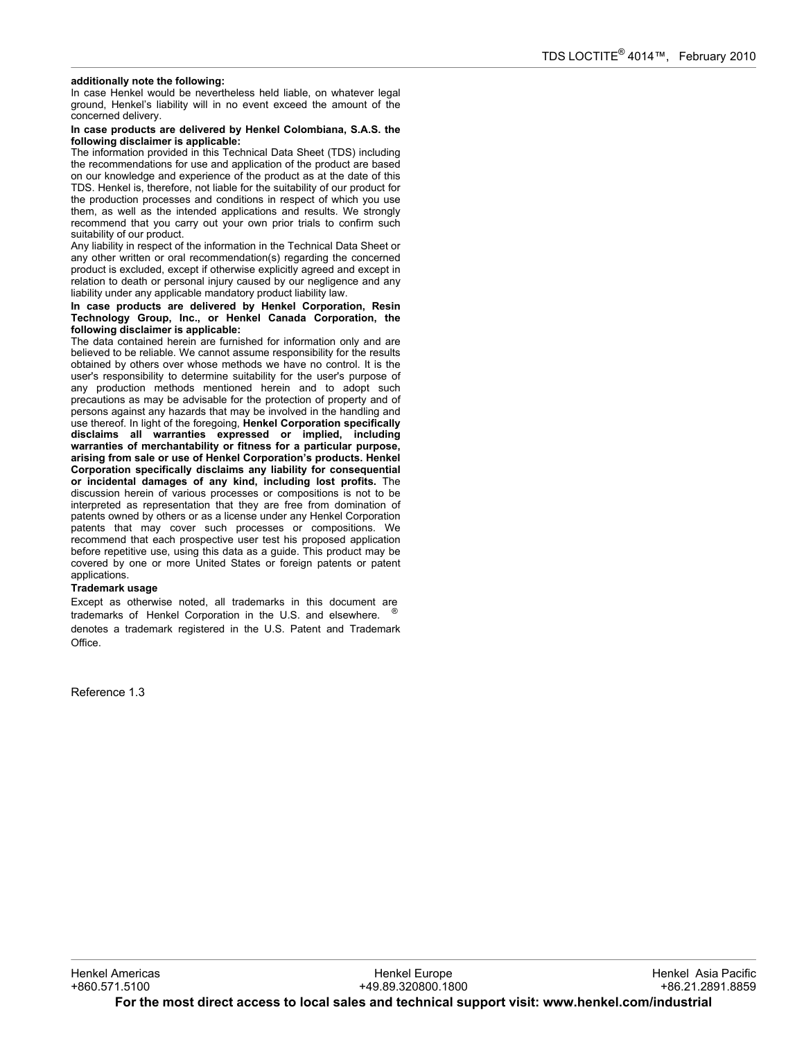**additionally note the following:**

In case Henkel would be nevertheless held liable, on whatever legal ground, Henkel's liability will in no event exceed the amount of the concerned delivery.

**In case products are delivered by Henkel Colombiana, S.A.S. the following disclaimer is applicable:**

The information provided in this Technical Data Sheet (TDS) including the recommendations for use and application of the product are based on our knowledge and experience of the product as at the date of this TDS. Henkel is, therefore, not liable for the suitability of our product for the production processes and conditions in respect of which you use them, as well as the intended applications and results. We strongly recommend that you carry out your own prior trials to confirm such suitability of our product.

Any liability in respect of the information in the Technical Data Sheet or any other written or oral recommendation(s) regarding the concerned product is excluded, except if otherwise explicitly agreed and except in relation to death or personal injury caused by our negligence and any liability under any applicable mandatory product liability law.

**In case products are delivered by Henkel Corporation, Resin Technology Group, Inc., or Henkel Canada Corporation, the following disclaimer is applicable:**

The data contained herein are furnished for information only and are believed to be reliable. We cannot assume responsibility for the results obtained by others over whose methods we have no control. It is the user's responsibility to determine suitability for the user's purpose of any production methods mentioned herein and to adopt such precautions as may be advisable for the protection of property and of persons against any hazards that may be involved in the handling and use thereof. In light of the foregoing, **Henkel Corporation specifically disclaims all warranties expressed or implied, including warranties of merchantability or fitness for a particular purpose, arising from sale or use of Henkel Corporation's products. Henkel Corporation specifically disclaims any liability for consequential or incidental damages of any kind, including lost profits.** The discussion herein of various processes or compositions is not to be interpreted as representation that they are free from domination of patents owned by others or as a license under any Henkel Corporation patents that may cover such processes or compositions. We recommend that each prospective user test his proposed application before repetitive use, using this data as a guide. This product may be covered by one or more United States or foreign patents or patent applications.

**Trademark usage**

Except as otherwise noted, all trademarks in this document are trademarks of Henkel Corporation in the U.S. and elsewhere. ® denotes a trademark registered in the U.S. Patent and Trademark Office.

Reference 1.3

Henkel Americas
+860.571.5100

Henkel Europe
+49.89.320800.1800

Henkel Asia Pacific
+86.21.2891.8859

**For the most direct access to local sales and technical support visit: www.henkel.com/industrial**